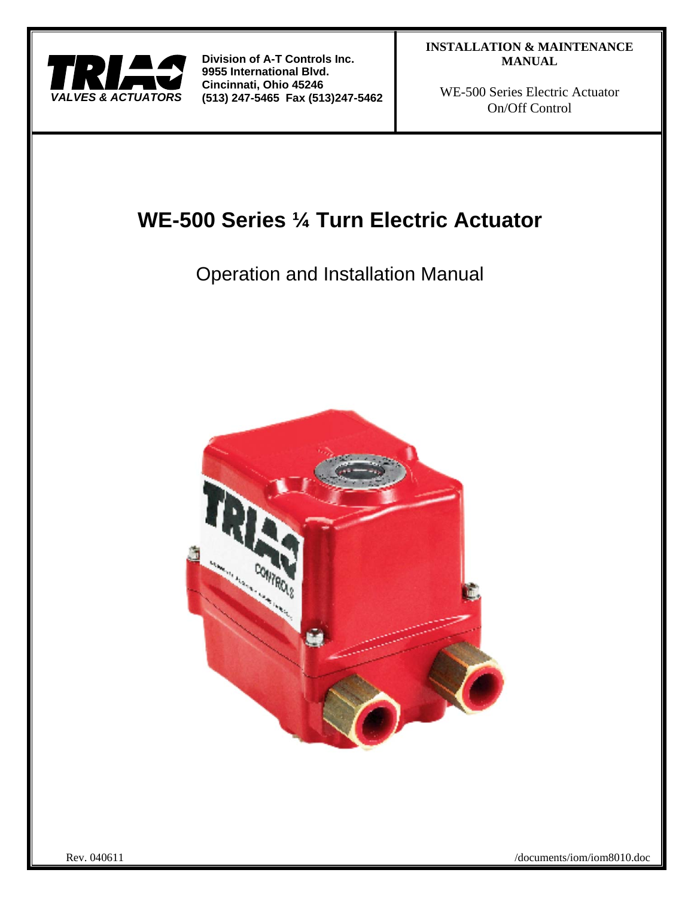TRIAC
*VALVES & ACTUATORS*

**Division of A-T Controls Inc.**
**9955 International Blvd.**
**Cincinnati, Ohio 45246**
**(513) 247-5465 Fax (513)247-5462**

**INSTALLATION & MAINTENANCE MANUAL**

WE-500 Series Electric Actuator
On/Off Control

# WE-500 Series ¼ Turn Electric Actuator

## Operation and Installation Manual

Rev. 040611

/documents/iom/iom8010.doc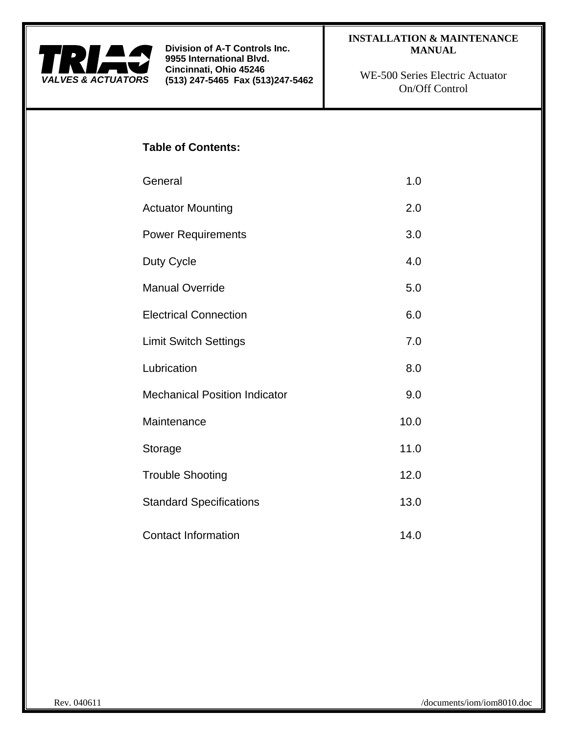**TRIAC**
*VALVES & ACTUATORS*

**Division of A-T Controls Inc.**
**9955 International Blvd.**
**Cincinnati, Ohio 45246**
**(513) 247-5465 Fax (513)247-5462**

**INSTALLATION & MAINTENANCE MANUAL**

WE-500 Series Electric Actuator
On/Off Control

## Table of Contents:

| | |
|---|---|
| General | 1.0 |
| Actuator Mounting | 2.0 |
| Power Requirements | 3.0 |
| Duty Cycle | 4.0 |
| Manual Override | 5.0 |
| Electrical Connection | 6.0 |
| Limit Switch Settings | 7.0 |
| Lubrication | 8.0 |
| Mechanical Position Indicator | 9.0 |
| Maintenance | 10.0 |
| Storage | 11.0 |
| Trouble Shooting | 12.0 |
| Standard Specifications | 13.0 |
| Contact Information | 14.0 |

Rev. 040611 /documents/iom/iom8010.doc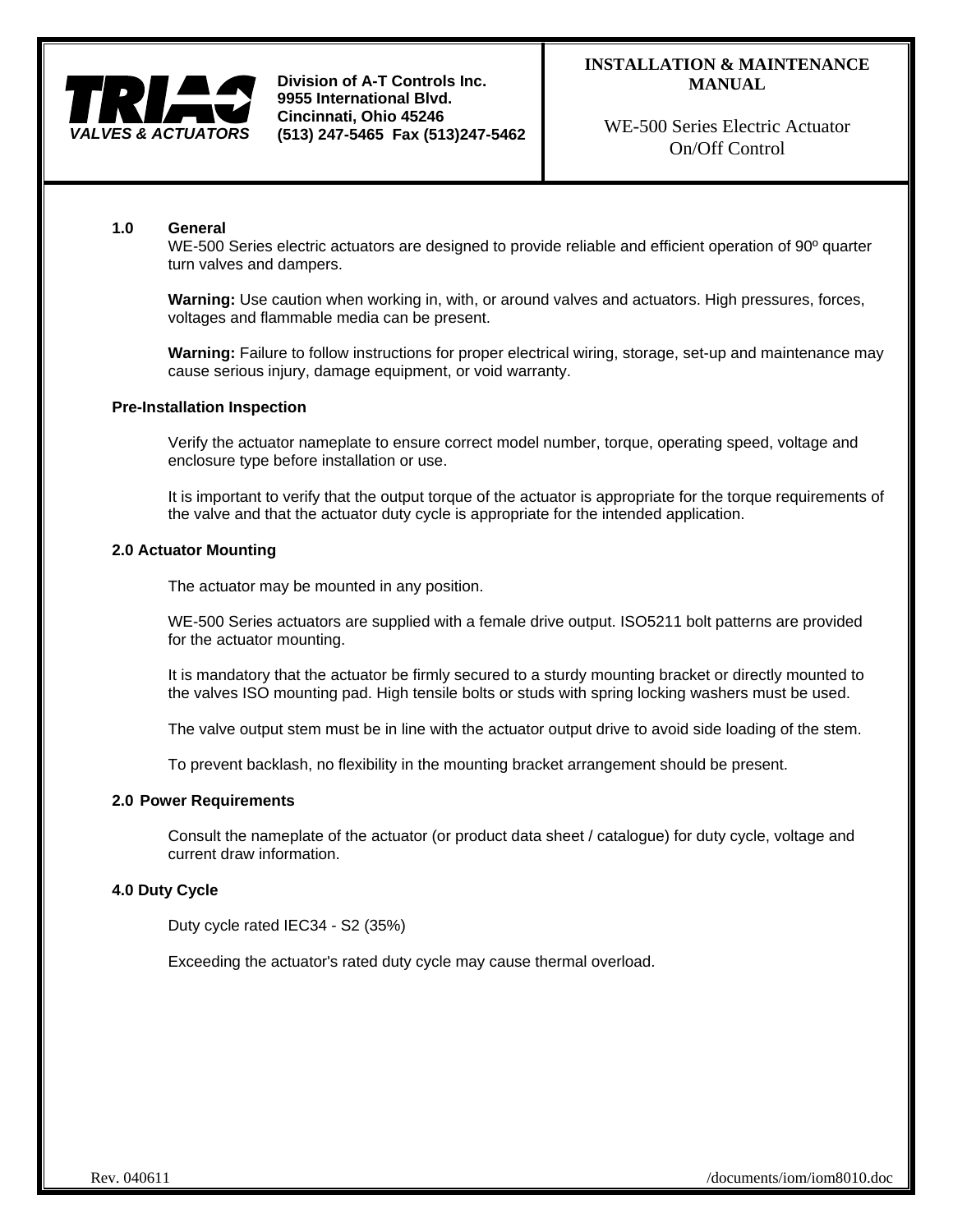TRIAC VALVES & ACTUATORS

**Division of A-T Controls Inc.**
**9955 International Blvd.**
**Cincinnati, Ohio 45246**
**(513) 247-5465 Fax (513)247-5462**

**INSTALLATION & MAINTENANCE MANUAL**

WE-500 Series Electric Actuator
On/Off Control

## 1.0 General

WE-500 Series electric actuators are designed to provide reliable and efficient operation of 90º quarter turn valves and dampers.

**Warning:** Use caution when working in, with, or around valves and actuators. High pressures, forces, voltages and flammable media can be present.

**Warning:** Failure to follow instructions for proper electrical wiring, storage, set-up and maintenance may cause serious injury, damage equipment, or void warranty.

### Pre-Installation Inspection

Verify the actuator nameplate to ensure correct model number, torque, operating speed, voltage and enclosure type before installation or use.

It is important to verify that the output torque of the actuator is appropriate for the torque requirements of the valve and that the actuator duty cycle is appropriate for the intended application.

## 2.0 Actuator Mounting

The actuator may be mounted in any position.

WE-500 Series actuators are supplied with a female drive output. ISO5211 bolt patterns are provided for the actuator mounting.

It is mandatory that the actuator be firmly secured to a sturdy mounting bracket or directly mounted to the valves ISO mounting pad. High tensile bolts or studs with spring locking washers must be used.

The valve output stem must be in line with the actuator output drive to avoid side loading of the stem.

To prevent backlash, no flexibility in the mounting bracket arrangement should be present.

## 2.0 Power Requirements

Consult the nameplate of the actuator (or product data sheet / catalogue) for duty cycle, voltage and current draw information.

## 4.0 Duty Cycle

Duty cycle rated IEC34 - S2 (35%)

Exceeding the actuator's rated duty cycle may cause thermal overload.

Rev. 040611 /documents/iom/iom8010.doc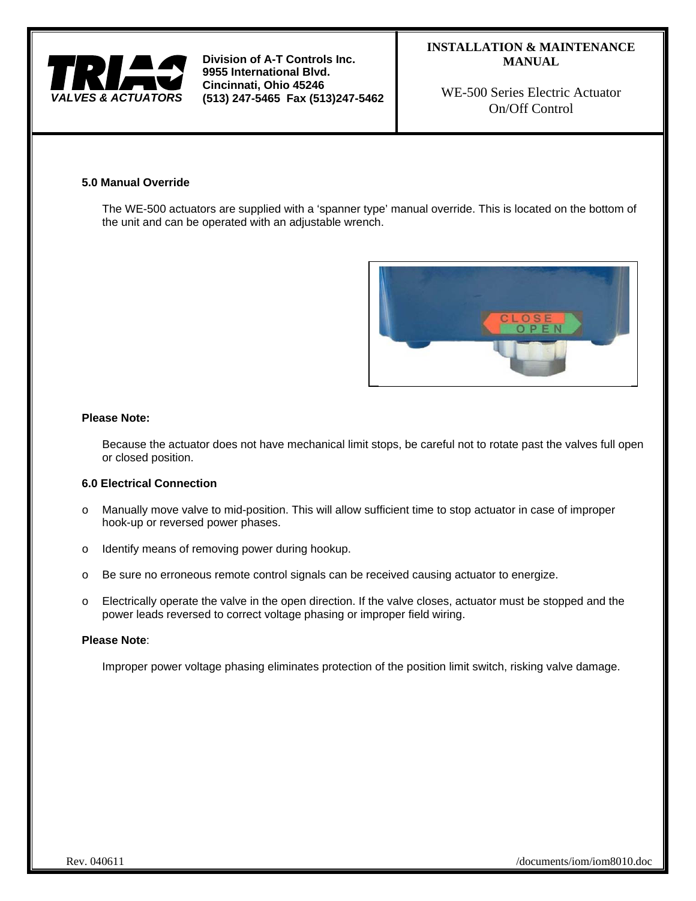### 5.0 Manual Override

The WE-500 actuators are supplied with a 'spanner type' manual override. This is located on the bottom of the unit and can be operated with an adjustable wrench.

**Please Note:**

Because the actuator does not have mechanical limit stops, be careful not to rotate past the valves full open or closed position.

### 6.0 Electrical Connection

- Manually move valve to mid-position. This will allow sufficient time to stop actuator in case of improper hook-up or reversed power phases.
- Identify means of removing power during hookup.
- Be sure no erroneous remote control signals can be received causing actuator to energize.
- Electrically operate the valve in the open direction. If the valve closes, actuator must be stopped and the power leads reversed to correct voltage phasing or improper field wiring.

**Please Note**:

Improper power voltage phasing eliminates protection of the position limit switch, risking valve damage.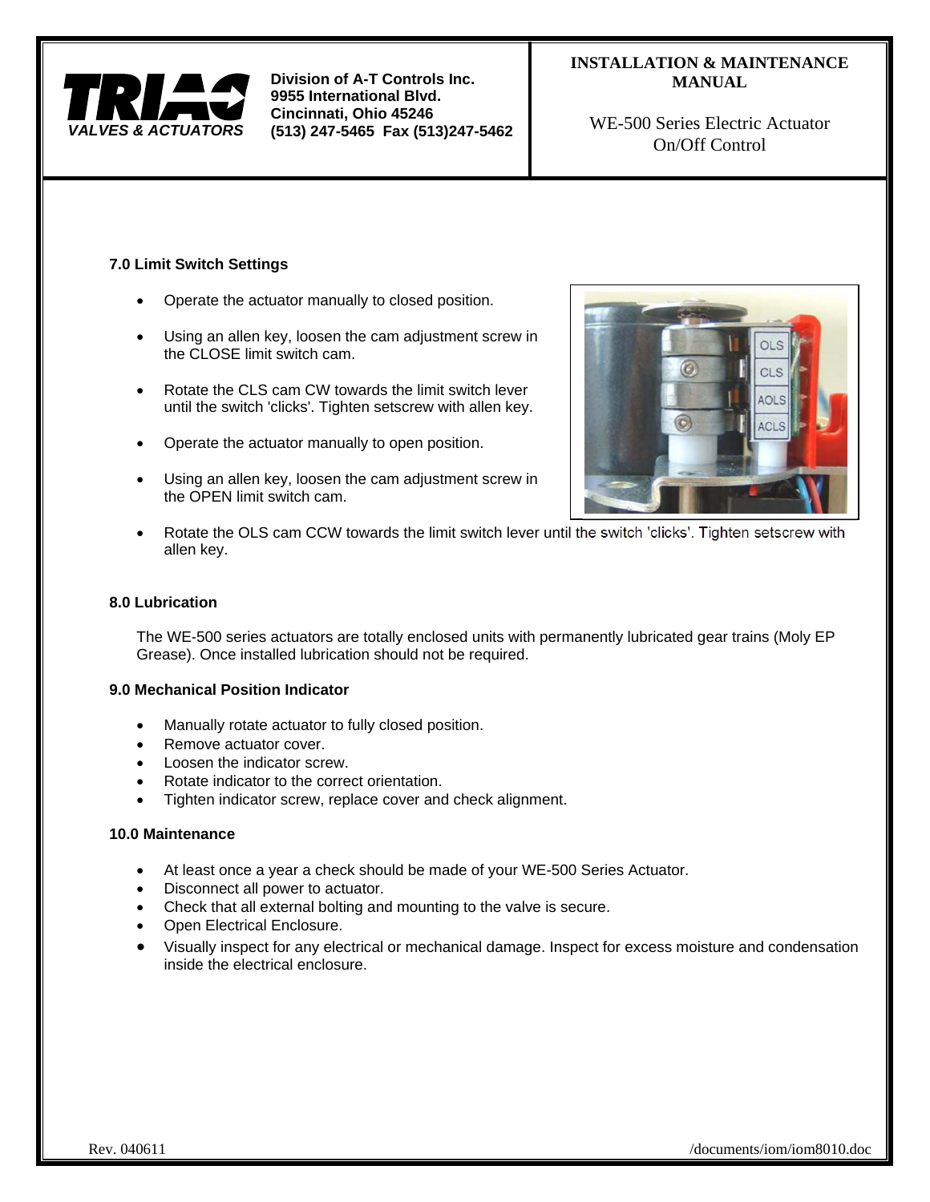## 7.0 Limit Switch Settings

- Operate the actuator manually to closed position.
- Using an allen key, loosen the cam adjustment screw in the CLOSE limit switch cam.
- Rotate the CLS cam CW towards the limit switch lever until the switch 'clicks'. Tighten setscrew with allen key.
- Operate the actuator manually to open position.
- Using an allen key, loosen the cam adjustment screw in the OPEN limit switch cam.
- Rotate the OLS cam CCW towards the limit switch lever until the switch 'clicks'. Tighten setscrew with allen key.

## 8.0 Lubrication

The WE-500 series actuators are totally enclosed units with permanently lubricated gear trains (Moly EP Grease). Once installed lubrication should not be required.

## 9.0 Mechanical Position Indicator

- Manually rotate actuator to fully closed position.
- Remove actuator cover.
- Loosen the indicator screw.
- Rotate indicator to the correct orientation.
- Tighten indicator screw, replace cover and check alignment.

## 10.0 Maintenance

- At least once a year a check should be made of your WE-500 Series Actuator.
- Disconnect all power to actuator.
- Check that all external bolting and mounting to the valve is secure.
- Open Electrical Enclosure.
- Visually inspect for any electrical or mechanical damage. Inspect for excess moisture and condensation inside the electrical enclosure.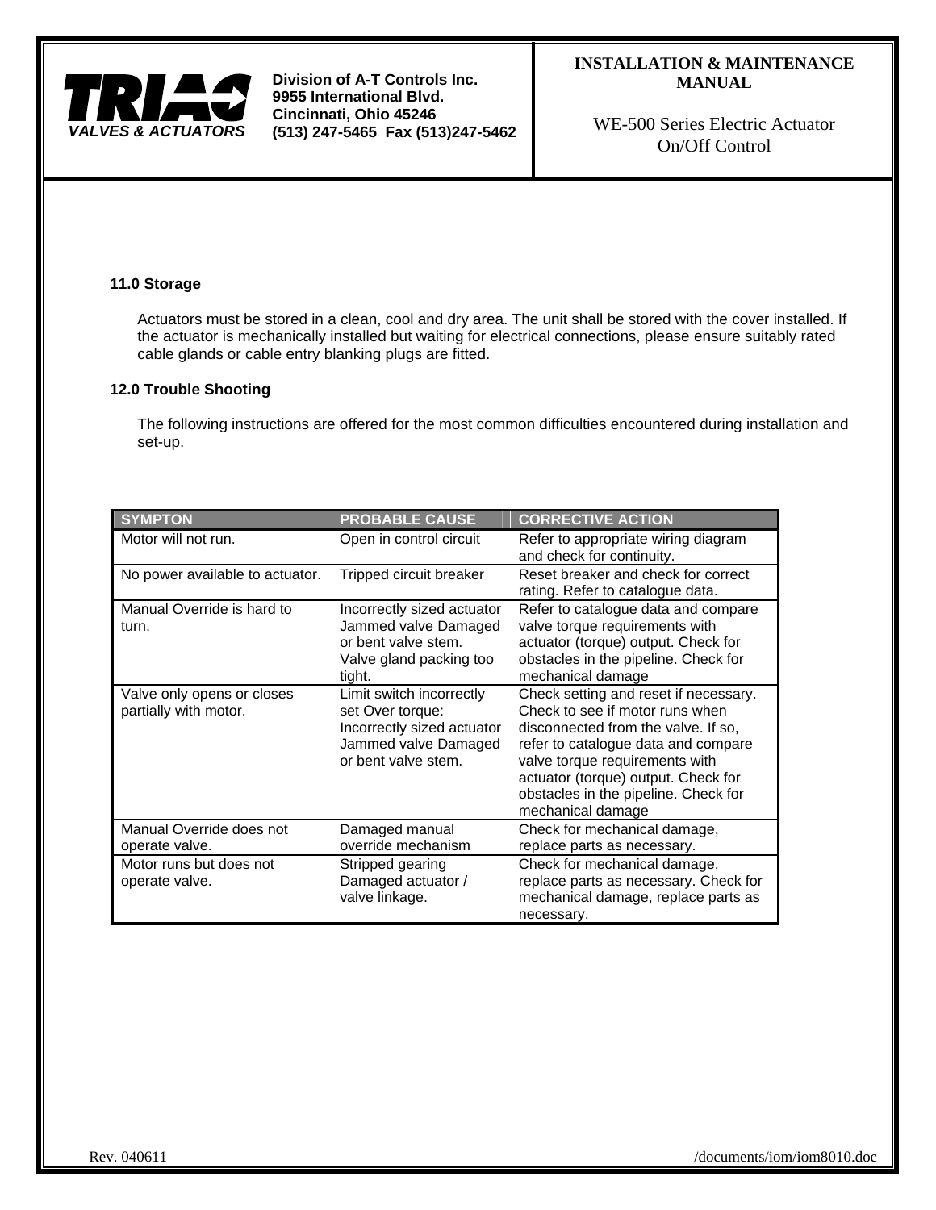## 11.0 Storage

Actuators must be stored in a clean, cool and dry area. The unit shall be stored with the cover installed. If the actuator is mechanically installed but waiting for electrical connections, please ensure suitably rated cable glands or cable entry blanking plugs are fitted.

## 12.0 Trouble Shooting

The following instructions are offered for the most common difficulties encountered during installation and set-up.

| SYMPTON | PROBABLE CAUSE | CORRECTIVE ACTION |
|---|---|---|
| Motor will not run. | Open in control circuit | Refer to appropriate wiring diagram and check for continuity. |
| No power available to actuator. | Tripped circuit breaker | Reset breaker and check for correct rating. Refer to catalogue data. |
| Manual Override is hard to turn. | Incorrectly sized actuator Jammed valve Damaged or bent valve stem. Valve gland packing too tight. | Refer to catalogue data and compare valve torque requirements with actuator (torque) output. Check for obstacles in the pipeline. Check for mechanical damage |
| Valve only opens or closes partially with motor. | Limit switch incorrectly set Over torque: Incorrectly sized actuator Jammed valve Damaged or bent valve stem. | Check setting and reset if necessary. Check to see if motor runs when disconnected from the valve. If so, refer to catalogue data and compare valve torque requirements with actuator (torque) output. Check for obstacles in the pipeline. Check for mechanical damage |
| Manual Override does not operate valve. | Damaged manual override mechanism | Check for mechanical damage, replace parts as necessary. |
| Motor runs but does not operate valve. | Stripped gearing Damaged actuator / valve linkage. | Check for mechanical damage, replace parts as necessary. Check for mechanical damage, replace parts as necessary. |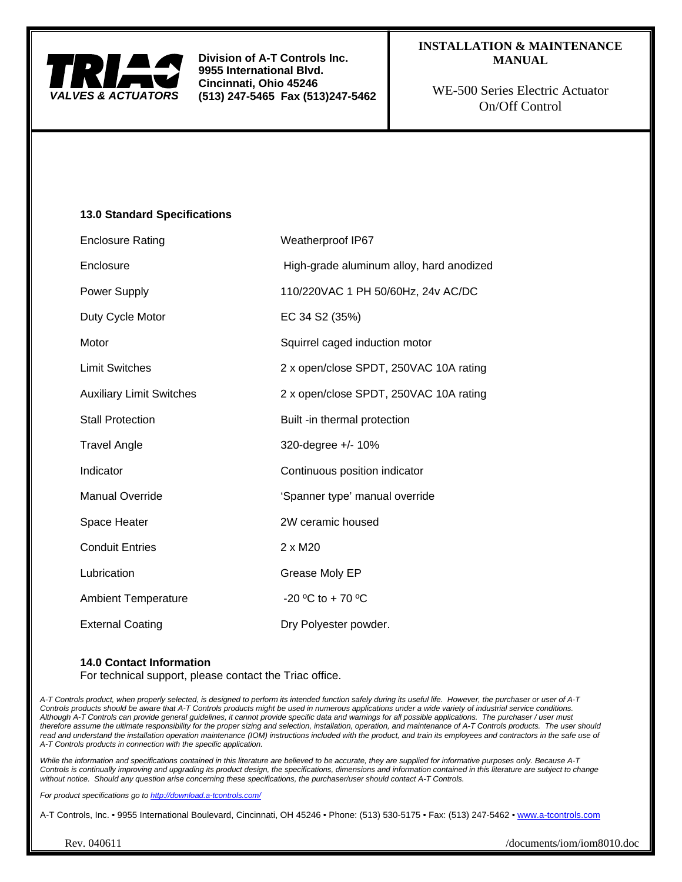**Division of A-T Controls Inc.**
**9955 International Blvd.**
**Cincinnati, Ohio 45246**
**(513) 247-5465 Fax (513)247-5462**

**INSTALLATION & MAINTENANCE MANUAL**

WE-500 Series Electric Actuator
On/Off Control

### 13.0 Standard Specifications

| | |
|---|---|
| Enclosure Rating | Weatherproof IP67 |
| Enclosure | High-grade aluminum alloy, hard anodized |
| Power Supply | 110/220VAC 1 PH 50/60Hz, 24v AC/DC |
| Duty Cycle Motor | EC 34 S2 (35%) |
| Motor | Squirrel caged induction motor |
| Limit Switches | 2 x open/close SPDT, 250VAC 10A rating |
| Auxiliary Limit Switches | 2 x open/close SPDT, 250VAC 10A rating |
| Stall Protection | Built -in thermal protection |
| Travel Angle | 320-degree +/- 10% |
| Indicator | Continuous position indicator |
| Manual Override | 'Spanner type' manual override |
| Space Heater | 2W ceramic housed |
| Conduit Entries | 2 x M20 |
| Lubrication | Grease Moly EP |
| Ambient Temperature | -20 ºC to + 70 ºC |
| External Coating | Dry Polyester powder. |

### 14.0 Contact Information

For technical support, please contact the Triac office.

*A-T Controls product, when properly selected, is designed to perform its intended function safely during its useful life. However, the purchaser or user of A-T Controls products should be aware that A-T Controls products might be used in numerous applications under a wide variety of industrial service conditions. Although A-T Controls can provide general guidelines, it cannot provide specific data and warnings for all possible applications. The purchaser / user must therefore assume the ultimate responsibility for the proper sizing and selection, installation, operation, and maintenance of A-T Controls products. The user should read and understand the installation operation maintenance (IOM) instructions included with the product, and train its employees and contractors in the safe use of A-T Controls products in connection with the specific application.*

*While the information and specifications contained in this literature are believed to be accurate, they are supplied for informative purposes only. Because A-T Controls is continually improving and upgrading its product design, the specifications, dimensions and information contained in this literature are subject to change without notice. Should any question arise concerning these specifications, the purchaser/user should contact A-T Controls.*

*For product specifications go to http://download.a-tcontrols.com/*

A-T Controls, Inc. • 9955 International Boulevard, Cincinnati, OH 45246 • Phone: (513) 530-5175 • Fax: (513) 247-5462 • www.a-tcontrols.com

Rev. 040611 /documents/iom/iom8010.doc